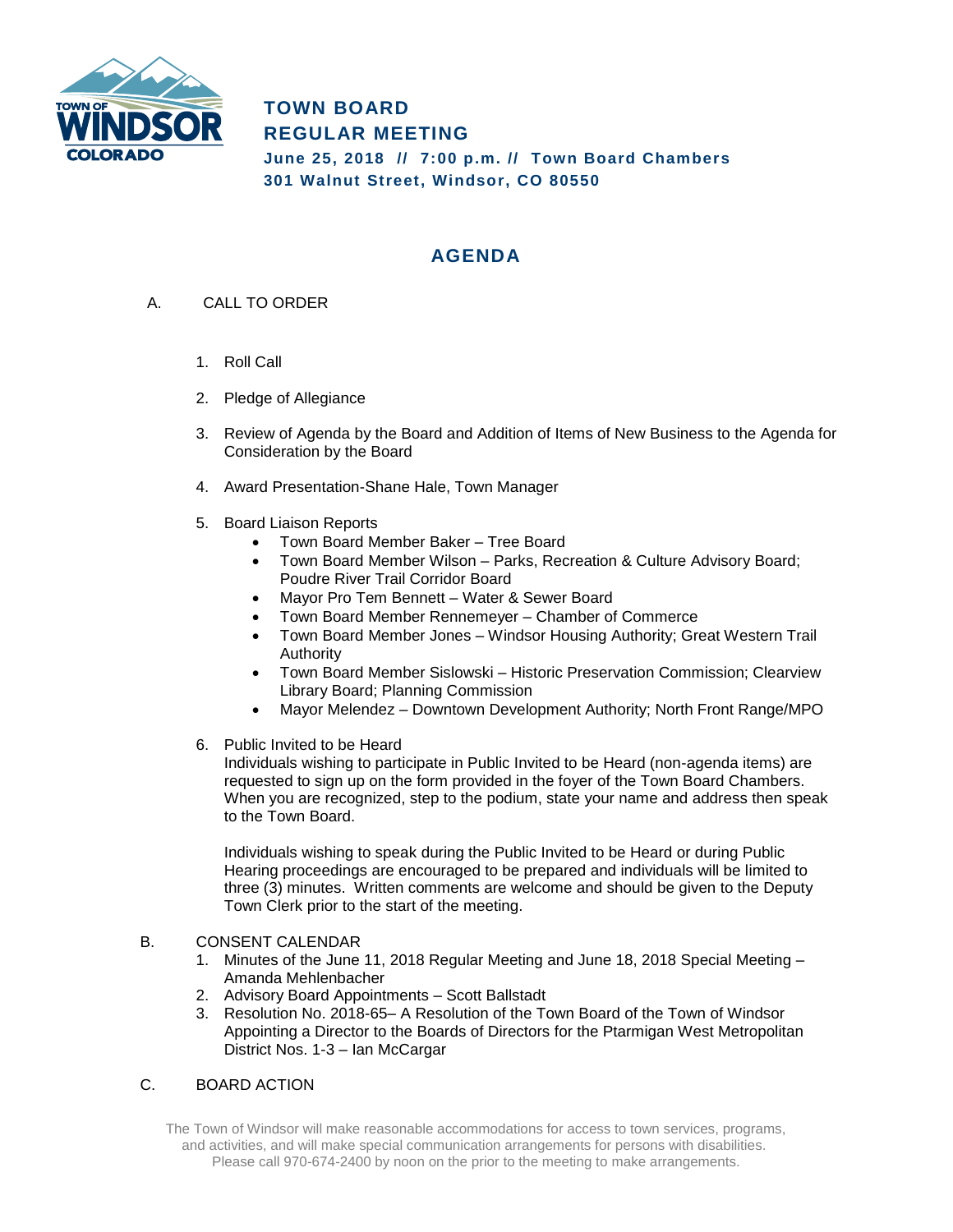# TOWN BOARD
## REGULAR MEETING

**June 25, 2018 // 7:00 p.m. // Town Board Chambers**
**301 Walnut Street, Windsor, CO 80550**

## AGENDA

A. CALL TO ORDER

1. Roll Call
2. Pledge of Allegiance
3. Review of Agenda by the Board and Addition of Items of New Business to the Agenda for Consideration by the Board
4. Award Presentation-Shane Hale, Town Manager
5. Board Liaison Reports
   - Town Board Member Baker – Tree Board
   - Town Board Member Wilson – Parks, Recreation & Culture Advisory Board; Poudre River Trail Corridor Board
   - Mayor Pro Tem Bennett – Water & Sewer Board
   - Town Board Member Rennemeyer – Chamber of Commerce
   - Town Board Member Jones – Windsor Housing Authority; Great Western Trail Authority
   - Town Board Member Sislowski – Historic Preservation Commission; Clearview Library Board; Planning Commission
   - Mayor Melendez – Downtown Development Authority; North Front Range/MPO
6. Public Invited to be Heard
   Individuals wishing to participate in Public Invited to be Heard (non-agenda items) are requested to sign up on the form provided in the foyer of the Town Board Chambers. When you are recognized, step to the podium, state your name and address then speak to the Town Board.

   Individuals wishing to speak during the Public Invited to be Heard or during Public Hearing proceedings are encouraged to be prepared and individuals will be limited to three (3) minutes. Written comments are welcome and should be given to the Deputy Town Clerk prior to the start of the meeting.

B. CONSENT CALENDAR
1. Minutes of the June 11, 2018 Regular Meeting and June 18, 2018 Special Meeting – Amanda Mehlenbacher
2. Advisory Board Appointments – Scott Ballstadt
3. Resolution No. 2018-65– A Resolution of the Town Board of the Town of Windsor Appointing a Director to the Boards of Directors for the Ptarmigan West Metropolitan District Nos. 1-3 – Ian McCargar

C. BOARD ACTION

The Town of Windsor will make reasonable accommodations for access to town services, programs, and activities, and will make special communication arrangements for persons with disabilities. Please call 970-674-2400 by noon on the prior to the meeting to make arrangements.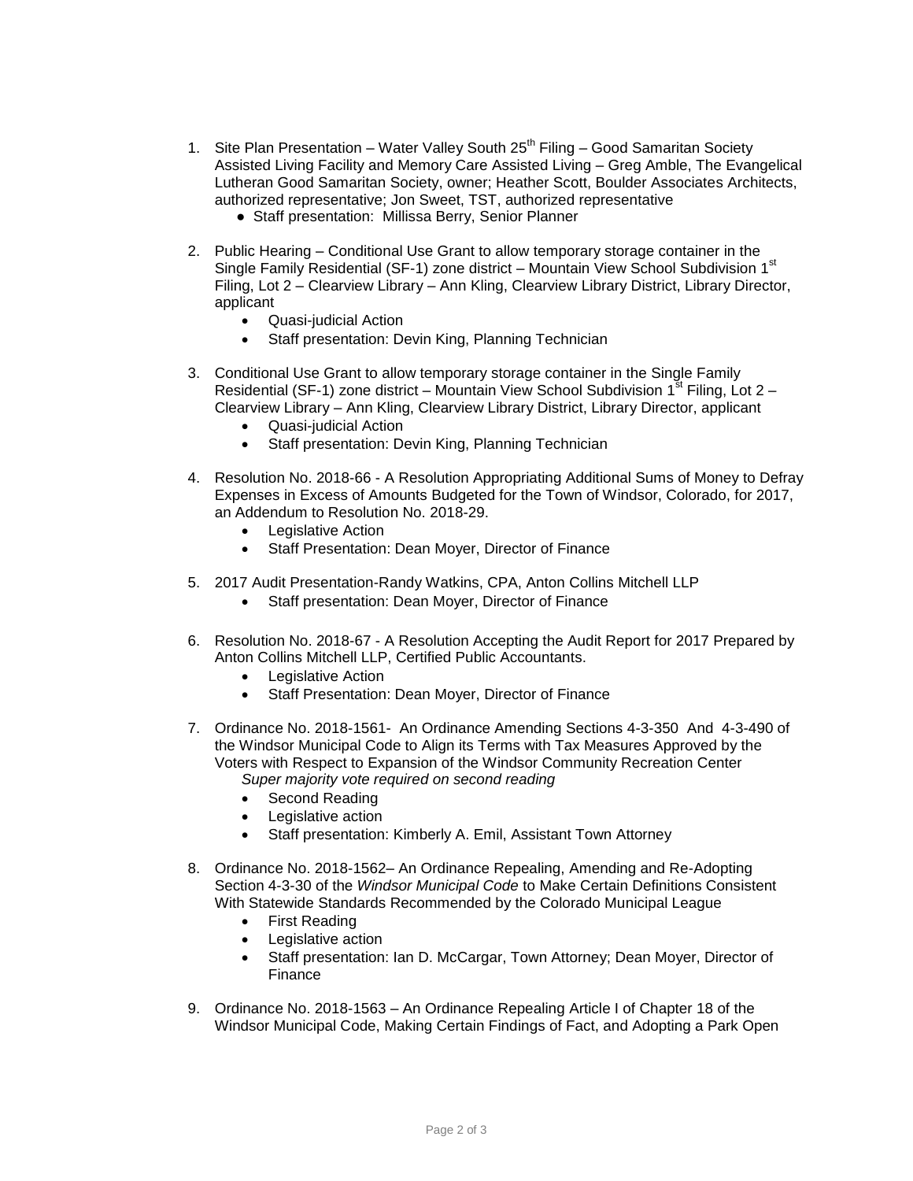1. Site Plan Presentation – Water Valley South 25th Filing – Good Samaritan Society Assisted Living Facility and Memory Care Assisted Living – Greg Amble, The Evangelical Lutheran Good Samaritan Society, owner; Heather Scott, Boulder Associates Architects, authorized representative; Jon Sweet, TST, authorized representative
   - Staff presentation: Millissa Berry, Senior Planner

2. Public Hearing – Conditional Use Grant to allow temporary storage container in the Single Family Residential (SF-1) zone district – Mountain View School Subdivision 1st Filing, Lot 2 – Clearview Library – Ann Kling, Clearview Library District, Library Director, applicant
   - Quasi-judicial Action
   - Staff presentation: Devin King, Planning Technician

3. Conditional Use Grant to allow temporary storage container in the Single Family Residential (SF-1) zone district – Mountain View School Subdivision 1st Filing, Lot 2 – Clearview Library – Ann Kling, Clearview Library District, Library Director, applicant
   - Quasi-judicial Action
   - Staff presentation: Devin King, Planning Technician

4. Resolution No. 2018-66 - A Resolution Appropriating Additional Sums of Money to Defray Expenses in Excess of Amounts Budgeted for the Town of Windsor, Colorado, for 2017, an Addendum to Resolution No. 2018-29.
   - Legislative Action
   - Staff Presentation: Dean Moyer, Director of Finance

5. 2017 Audit Presentation-Randy Watkins, CPA, Anton Collins Mitchell LLP
   - Staff presentation: Dean Moyer, Director of Finance

6. Resolution No. 2018-67 - A Resolution Accepting the Audit Report for 2017 Prepared by Anton Collins Mitchell LLP, Certified Public Accountants.
   - Legislative Action
   - Staff Presentation: Dean Moyer, Director of Finance

7. Ordinance No. 2018-1561- An Ordinance Amending Sections 4-3-350 And 4-3-490 of the Windsor Municipal Code to Align its Terms with Tax Measures Approved by the Voters with Respect to Expansion of the Windsor Community Recreation Center
   *Super majority vote required on second reading*
   - Second Reading
   - Legislative action
   - Staff presentation: Kimberly A. Emil, Assistant Town Attorney

8. Ordinance No. 2018-1562– An Ordinance Repealing, Amending and Re-Adopting Section 4-3-30 of the *Windsor Municipal Code* to Make Certain Definitions Consistent With Statewide Standards Recommended by the Colorado Municipal League
   - First Reading
   - Legislative action
   - Staff presentation: Ian D. McCargar, Town Attorney; Dean Moyer, Director of Finance

9. Ordinance No. 2018-1563 – An Ordinance Repealing Article I of Chapter 18 of the Windsor Municipal Code, Making Certain Findings of Fact, and Adopting a Park Open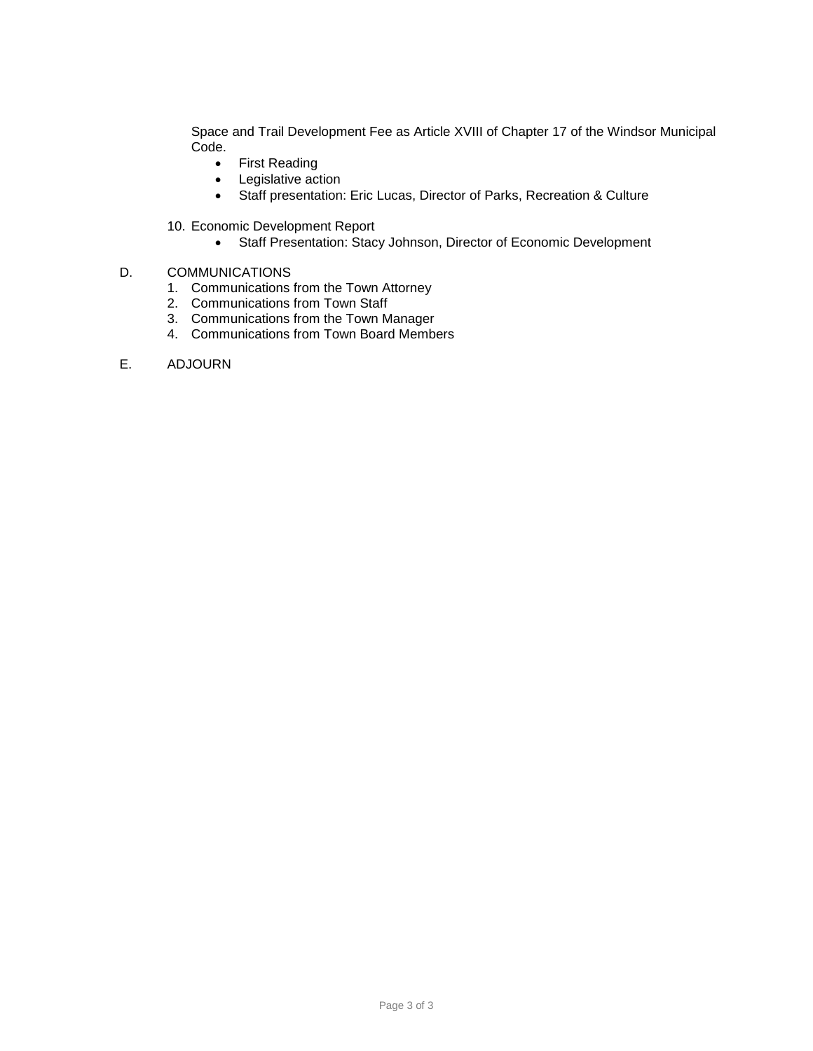Space and Trail Development Fee as Article XVIII of Chapter 17 of the Windsor Municipal Code.

- First Reading
- Legislative action
- Staff presentation: Eric Lucas, Director of Parks, Recreation & Culture

10. Economic Development Report
    - Staff Presentation: Stacy Johnson, Director of Economic Development

D. COMMUNICATIONS

1. Communications from the Town Attorney
2. Communications from Town Staff
3. Communications from the Town Manager
4. Communications from Town Board Members

E. ADJOURN